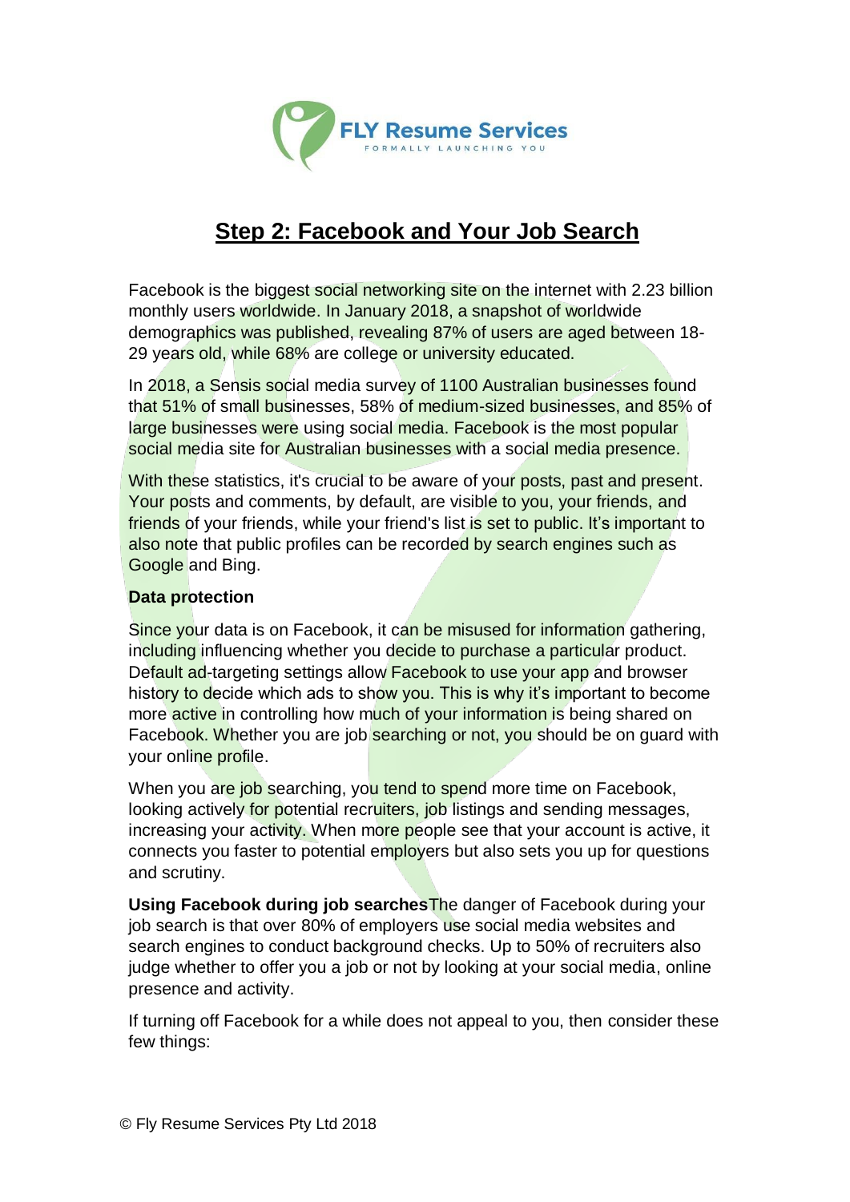**FLY Resume Services**
FORMALLY LAUNCHING YOU

# Step 2: Facebook and Your Job Search

Facebook is the biggest social networking site on the internet with 2.23 billion monthly users worldwide. In January 2018, a snapshot of worldwide demographics was published, revealing 87% of users are aged between 18-29 years old, while 68% are college or university educated.

In 2018, a Sensis social media survey of 1100 Australian businesses found that 51% of small businesses, 58% of medium-sized businesses, and 85% of large businesses were using social media. Facebook is the most popular social media site for Australian businesses with a social media presence.

With these statistics, it's crucial to be aware of your posts, past and present. Your posts and comments, by default, are visible to you, your friends, and friends of your friends, while your friend's list is set to public. It's important to also note that public profiles can be recorded by search engines such as Google and Bing.

**Data protection**

Since your data is on Facebook, it can be misused for information gathering, including influencing whether you decide to purchase a particular product. Default ad-targeting settings allow Facebook to use your app and browser history to decide which ads to show you. This is why it's important to become more active in controlling how much of your information is being shared on Facebook. Whether you are job searching or not, you should be on guard with your online profile.

When you are job searching, you tend to spend more time on Facebook, looking actively for potential recruiters, job listings and sending messages, increasing your activity. When more people see that your account is active, it connects you faster to potential employers but also sets you up for questions and scrutiny.

**Using Facebook during job searches**The danger of Facebook during your job search is that over 80% of employers use social media websites and search engines to conduct background checks. Up to 50% of recruiters also judge whether to offer you a job or not by looking at your social media, online presence and activity.

If turning off Facebook for a while does not appeal to you, then consider these few things: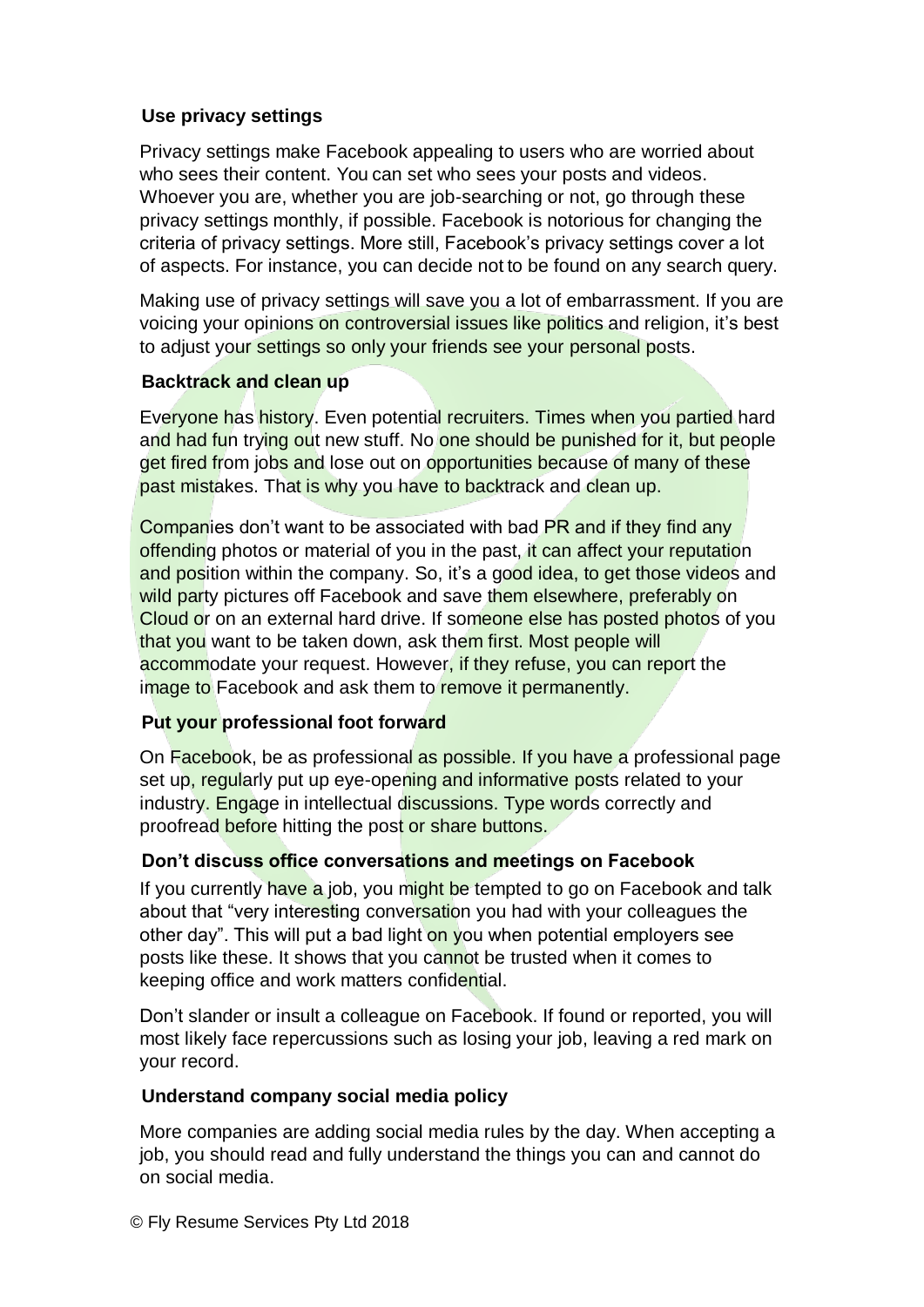### Use privacy settings

Privacy settings make Facebook appealing to users who are worried about who sees their content. You can set who sees your posts and videos. Whoever you are, whether you are job-searching or not, go through these privacy settings monthly, if possible. Facebook is notorious for changing the criteria of privacy settings. More still, Facebook's privacy settings cover a lot of aspects. For instance, you can decide not to be found on any search query.

Making use of privacy settings will save you a lot of embarrassment. If you are voicing your opinions on controversial issues like politics and religion, it's best to adjust your settings so only your friends see your personal posts.

### Backtrack and clean up

Everyone has history. Even potential recruiters. Times when you partied hard and had fun trying out new stuff. No one should be punished for it, but people get fired from jobs and lose out on opportunities because of many of these past mistakes. That is why you have to backtrack and clean up.

Companies don't want to be associated with bad PR and if they find any offending photos or material of you in the past, it can affect your reputation and position within the company. So, it's a good idea, to get those videos and wild party pictures off Facebook and save them elsewhere, preferably on Cloud or on an external hard drive. If someone else has posted photos of you that you want to be taken down, ask them first. Most people will accommodate your request. However, if they refuse, you can report the image to Facebook and ask them to remove it permanently.

### Put your professional foot forward

On Facebook, be as professional as possible. If you have a professional page set up, regularly put up eye-opening and informative posts related to your industry. Engage in intellectual discussions. Type words correctly and proofread before hitting the post or share buttons.

### Don't discuss office conversations and meetings on Facebook

If you currently have a job, you might be tempted to go on Facebook and talk about that "very interesting conversation you had with your colleagues the other day". This will put a bad light on you when potential employers see posts like these. It shows that you cannot be trusted when it comes to keeping office and work matters confidential.

Don't slander or insult a colleague on Facebook. If found or reported, you will most likely face repercussions such as losing your job, leaving a red mark on your record.

### Understand company social media policy

More companies are adding social media rules by the day. When accepting a job, you should read and fully understand the things you can and cannot do on social media.

© Fly Resume Services Pty Ltd 2018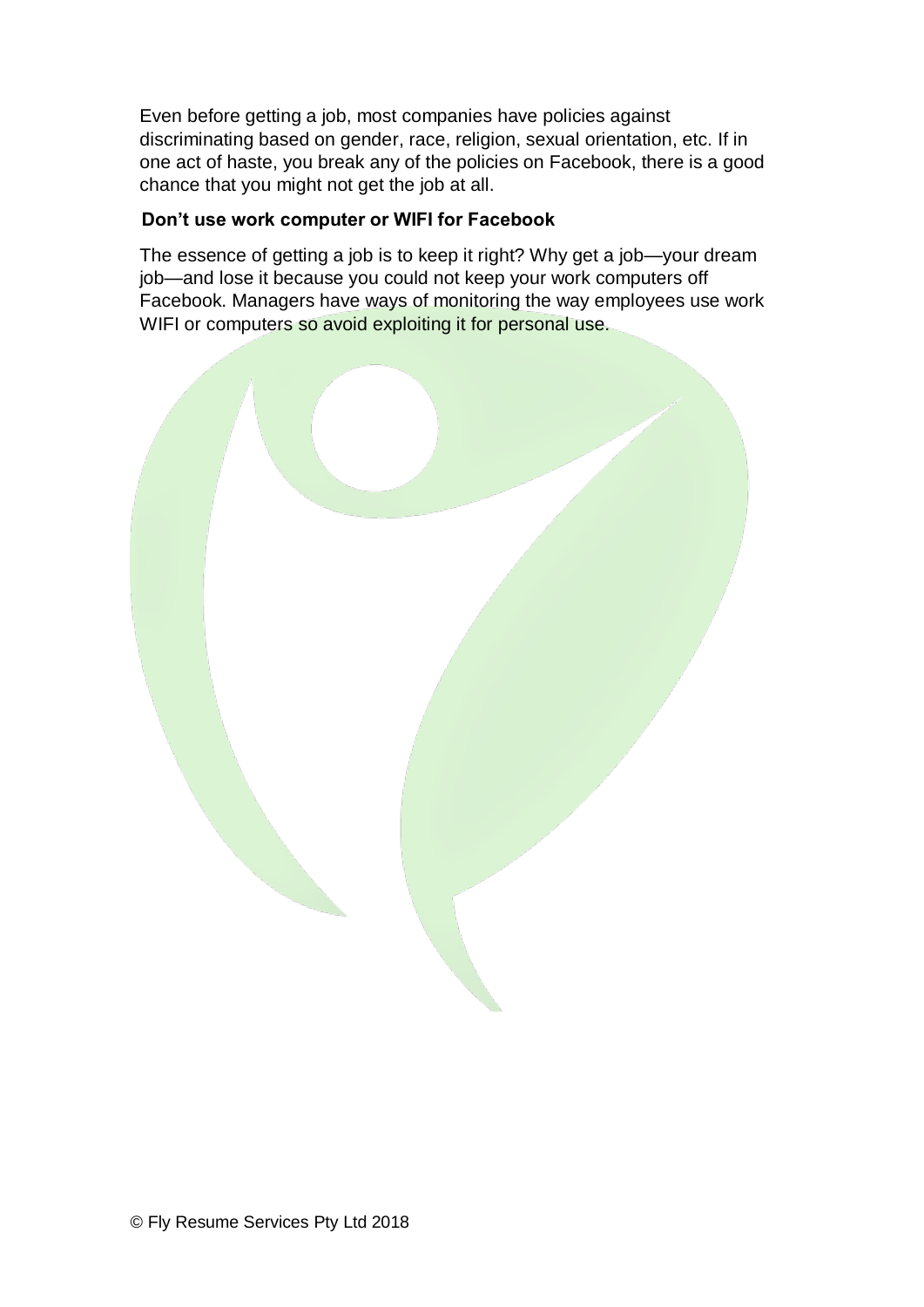Even before getting a job, most companies have policies against discriminating based on gender, race, religion, sexual orientation, etc. If in one act of haste, you break any of the policies on Facebook, there is a good chance that you might not get the job at all.

**Don’t use work computer or WIFI for Facebook**

The essence of getting a job is to keep it right? Why get a job—your dream job—and lose it because you could not keep your work computers off Facebook. Managers have ways of monitoring the way employees use work WIFI or computers so avoid exploiting it for personal use.